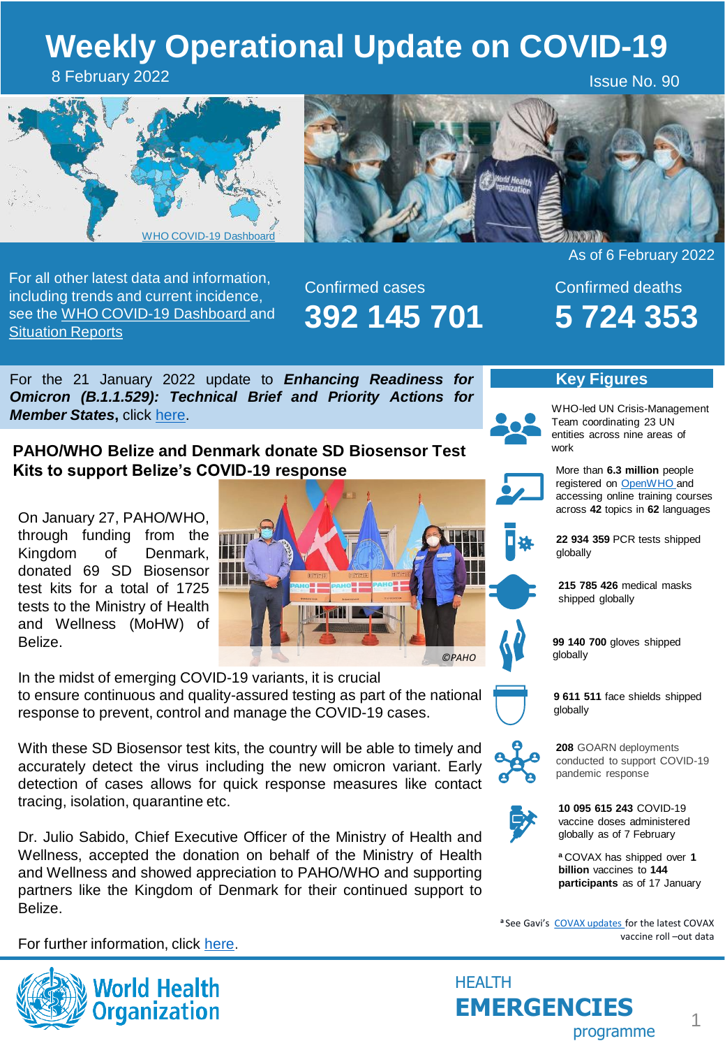# Weekly Operational Update on COVID-19

8 February 2022

Issue No. 90

WHO COVID-19 Dashboard

As of 6 February 2022

For all other latest data and information, including trends and current incidence, see the WHO COVID-19 Dashboard and Situation Reports

Confirmed cases **392 145 701**

Confirmed deaths **5 724 353**

For the 21 January 2022 update to ***Enhancing Readiness for Omicron (B.1.1.529): Technical Brief and Priority Actions for Member States***, click here.

## PAHO/WHO Belize and Denmark donate SD Biosensor Test Kits to support Belize's COVID-19 response

On January 27, PAHO/WHO, through funding from the Kingdom of Denmark, donated 69 SD Biosensor test kits for a total of 1725 tests to the Ministry of Health and Wellness (MoHW) of Belize.

©PAHO

In the midst of emerging COVID-19 variants, it is crucial to ensure continuous and quality-assured testing as part of the national response to prevent, control and manage the COVID-19 cases.

With these SD Biosensor test kits, the country will be able to timely and accurately detect the virus including the new omicron variant. Early detection of cases allows for quick response measures like contact tracing, isolation, quarantine etc.

Dr. Julio Sabido, Chief Executive Officer of the Ministry of Health and Wellness, accepted the donation on behalf of the Ministry of Health and Wellness and showed appreciation to PAHO/WHO and supporting partners like the Kingdom of Denmark for their continued support to Belize.

For further information, click here.

## Key Figures

- WHO-led UN Crisis-Management Team coordinating 23 UN entities across nine areas of work
- More than **6.3 million** people registered on OpenWHO and accessing online training courses across **42** topics in **62** languages
- **22 934 359** PCR tests shipped globally
- **215 785 426** medical masks shipped globally
- **99 140 700** gloves shipped globally
- **9 611 511** face shields shipped globally
- **208** GOARN deployments conducted to support COVID-19 pandemic response
- **10 095 615 243** COVID-19 vaccine doses administered globally as of 7 February
- [a] COVAX has shipped over **1 billion** vaccines to **144 participants** as of 17 January

[a] See Gavi's COVAX updates for the latest COVAX vaccine roll –out data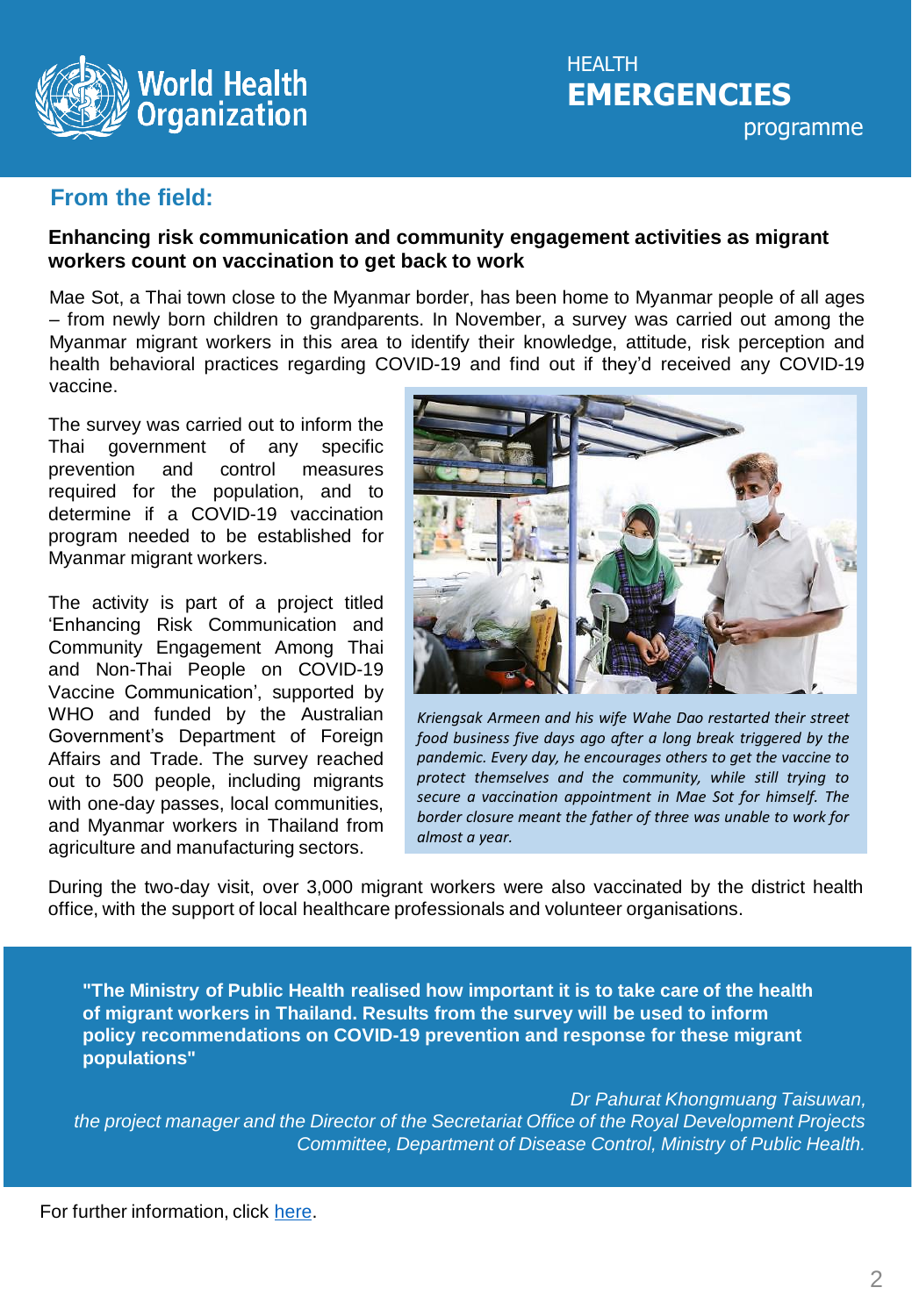## From the field:

### Enhancing risk communication and community engagement activities as migrant workers count on vaccination to get back to work

Mae Sot, a Thai town close to the Myanmar border, has been home to Myanmar people of all ages – from newly born children to grandparents. In November, a survey was carried out among the Myanmar migrant workers in this area to identify their knowledge, attitude, risk perception and health behavioral practices regarding COVID-19 and find out if they'd received any COVID-19 vaccine.

The survey was carried out to inform the Thai government of any specific prevention and control measures required for the population, and to determine if a COVID-19 vaccination program needed to be established for Myanmar migrant workers.

The activity is part of a project titled 'Enhancing Risk Communication and Community Engagement Among Thai and Non-Thai People on COVID-19 Vaccine Communication', supported by WHO and funded by the Australian Government's Department of Foreign Affairs and Trade. The survey reached out to 500 people, including migrants with one-day passes, local communities, and Myanmar workers in Thailand from agriculture and manufacturing sectors.

*Kriengsak Armeen and his wife Wahe Dao restarted their street food business five days ago after a long break triggered by the pandemic. Every day, he encourages others to get the vaccine to protect themselves and the community, while still trying to secure a vaccination appointment in Mae Sot for himself. The border closure meant the father of three was unable to work for almost a year.*

During the two-day visit, over 3,000 migrant workers were also vaccinated by the district health office, with the support of local healthcare professionals and volunteer organisations.

**"The Ministry of Public Health realised how important it is to take care of the health of migrant workers in Thailand. Results from the survey will be used to inform policy recommendations on COVID-19 prevention and response for these migrant populations"**

*Dr Pahurat Khongmuang Taisuwan, the project manager and the Director of the Secretariat Office of the Royal Development Projects Committee, Department of Disease Control, Ministry of Public Health.*

For further information, click here.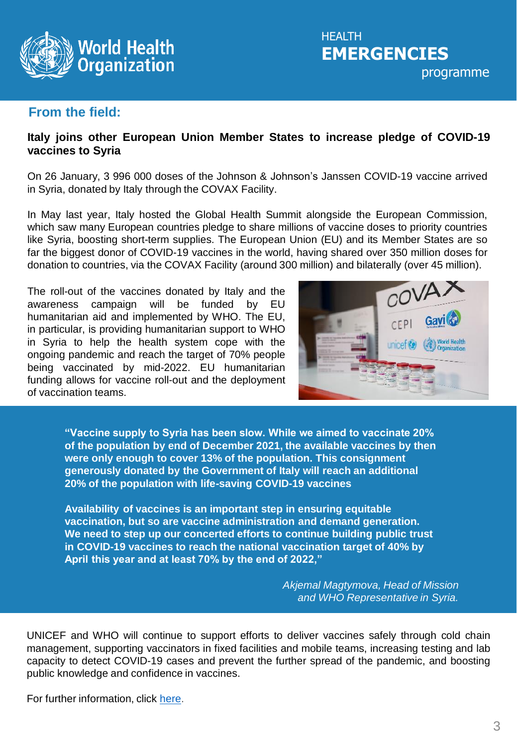## From the field:

**Italy joins other European Union Member States to increase pledge of COVID-19 vaccines to Syria**

On 26 January, 3 996 000 doses of the Johnson & Johnson's Janssen COVID-19 vaccine arrived in Syria, donated by Italy through the COVAX Facility.

In May last year, Italy hosted the Global Health Summit alongside the European Commission, which saw many European countries pledge to share millions of vaccine doses to priority countries like Syria, boosting short-term supplies. The European Union (EU) and its Member States are so far the biggest donor of COVID-19 vaccines in the world, having shared over 350 million doses for donation to countries, via the COVAX Facility (around 300 million) and bilaterally (over 45 million).

The roll-out of the vaccines donated by Italy and the awareness campaign will be funded by EU humanitarian aid and implemented by WHO. The EU, in particular, is providing humanitarian support to WHO in Syria to help the health system cope with the ongoing pandemic and reach the target of 70% people being vaccinated by mid-2022. EU humanitarian funding allows for vaccine roll-out and the deployment of vaccination teams.

> **"Vaccine supply to Syria has been slow. While we aimed to vaccinate 20% of the population by end of December 2021, the available vaccines by then were only enough to cover 13% of the population. This consignment generously donated by the Government of Italy will reach an additional 20% of the population with life-saving COVID-19 vaccines**
>
> **Availability of vaccines is an important step in ensuring equitable vaccination, but so are vaccine administration and demand generation. We need to step up our concerted efforts to continue building public trust in COVID-19 vaccines to reach the national vaccination target of 40% by April this year and at least 70% by the end of 2022,"**
>
> *Akjemal Magtymova, Head of Mission and WHO Representative in Syria.*

UNICEF and WHO will continue to support efforts to deliver vaccines safely through cold chain management, supporting vaccinators in fixed facilities and mobile teams, increasing testing and lab capacity to detect COVID-19 cases and prevent the further spread of the pandemic, and boosting public knowledge and confidence in vaccines.

For further information, click here.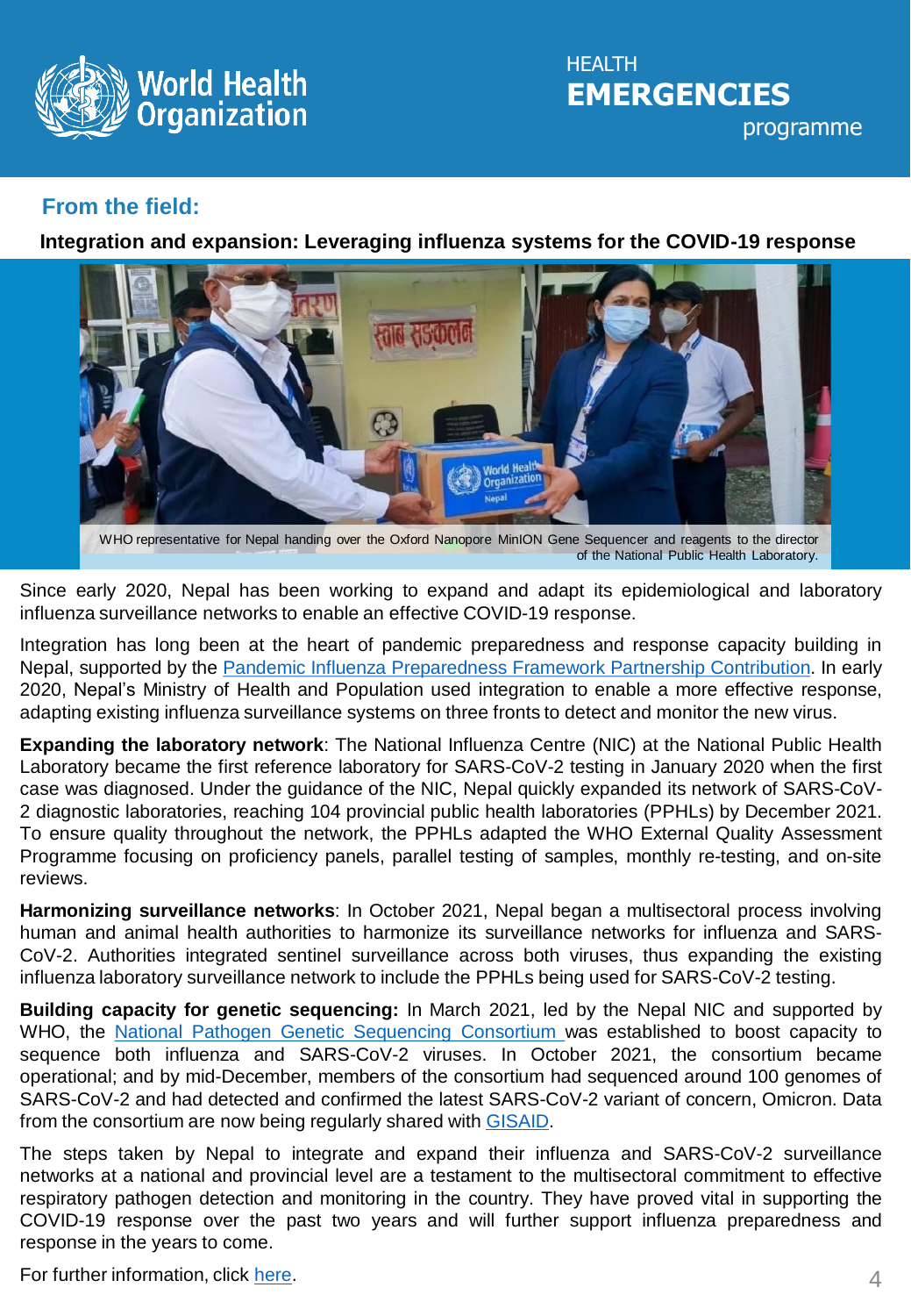## From the field:

**Integration and expansion: Leveraging influenza systems for the COVID-19 response**

WHO representative for Nepal handing over the Oxford Nanopore MinION Gene Sequencer and reagents to the director of the National Public Health Laboratory.

Since early 2020, Nepal has been working to expand and adapt its epidemiological and laboratory influenza surveillance networks to enable an effective COVID-19 response.

Integration has long been at the heart of pandemic preparedness and response capacity building in Nepal, supported by the Pandemic Influenza Preparedness Framework Partnership Contribution. In early 2020, Nepal's Ministry of Health and Population used integration to enable a more effective response, adapting existing influenza surveillance systems on three fronts to detect and monitor the new virus.

**Expanding the laboratory network**: The National Influenza Centre (NIC) at the National Public Health Laboratory became the first reference laboratory for SARS-CoV-2 testing in January 2020 when the first case was diagnosed. Under the guidance of the NIC, Nepal quickly expanded its network of SARS-CoV-2 diagnostic laboratories, reaching 104 provincial public health laboratories (PPHLs) by December 2021. To ensure quality throughout the network, the PPHLs adapted the WHO External Quality Assessment Programme focusing on proficiency panels, parallel testing of samples, monthly re-testing, and on-site reviews.

**Harmonizing surveillance networks**: In October 2021, Nepal began a multisectoral process involving human and animal health authorities to harmonize its surveillance networks for influenza and SARS-CoV-2. Authorities integrated sentinel surveillance across both viruses, thus expanding the existing influenza laboratory surveillance network to include the PPHLs being used for SARS-CoV-2 testing.

**Building capacity for genetic sequencing:** In March 2021, led by the Nepal NIC and supported by WHO, the National Pathogen Genetic Sequencing Consortium was established to boost capacity to sequence both influenza and SARS-CoV-2 viruses. In October 2021, the consortium became operational; and by mid-December, members of the consortium had sequenced around 100 genomes of SARS-CoV-2 and had detected and confirmed the latest SARS-CoV-2 variant of concern, Omicron. Data from the consortium are now being regularly shared with GISAID.

The steps taken by Nepal to integrate and expand their influenza and SARS-CoV-2 surveillance networks at a national and provincial level are a testament to the multisectoral commitment to effective respiratory pathogen detection and monitoring in the country. They have proved vital in supporting the COVID-19 response over the past two years and will further support influenza preparedness and response in the years to come.

For further information, click here.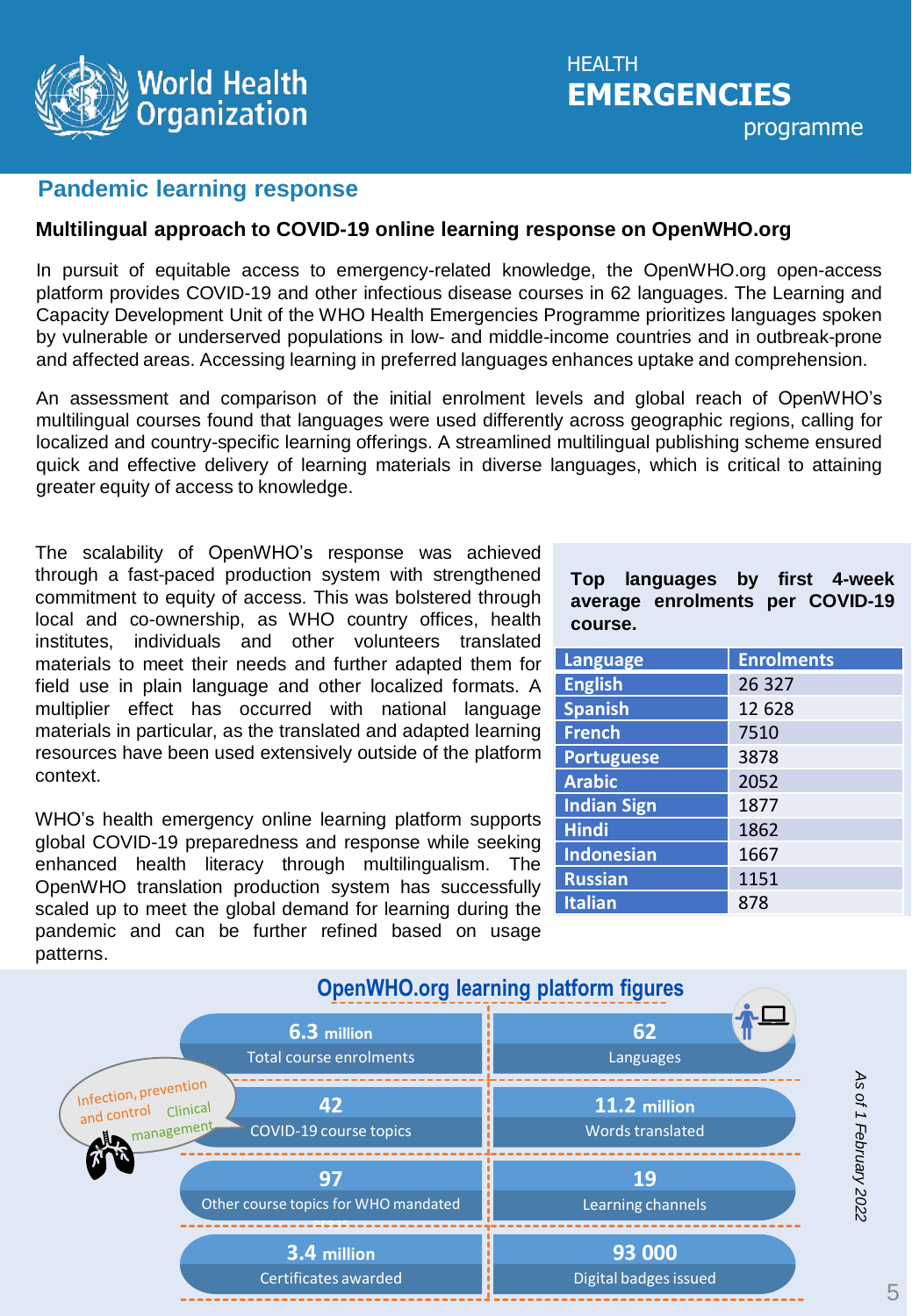## Pandemic learning response

### Multilingual approach to COVID-19 online learning response on OpenWHO.org

In pursuit of equitable access to emergency-related knowledge, the OpenWHO.org open-access platform provides COVID-19 and other infectious disease courses in 62 languages. The Learning and Capacity Development Unit of the WHO Health Emergencies Programme prioritizes languages spoken by vulnerable or underserved populations in low- and middle-income countries and in outbreak-prone and affected areas. Accessing learning in preferred languages enhances uptake and comprehension.

An assessment and comparison of the initial enrolment levels and global reach of OpenWHO's multilingual courses found that languages were used differently across geographic regions, calling for localized and country-specific learning offerings. A streamlined multilingual publishing scheme ensured quick and effective delivery of learning materials in diverse languages, which is critical to attaining greater equity of access to knowledge.

The scalability of OpenWHO's response was achieved through a fast-paced production system with strengthened commitment to equity of access. This was bolstered through local and co-ownership, as WHO country offices, health institutes, individuals and other volunteers translated materials to meet their needs and further adapted them for field use in plain language and other localized formats. A multiplier effect has occurred with national language materials in particular, as the translated and adapted learning resources have been used extensively outside of the platform context.

WHO's health emergency online learning platform supports global COVID-19 preparedness and response while seeking enhanced health literacy through multilingualism. The OpenWHO translation production system has successfully scaled up to meet the global demand for learning during the pandemic and can be further refined based on usage patterns.

**Top languages by first 4-week average enrolments per COVID-19 course.**

| Language | Enrolments |
|---|---|
| English | 26 327 |
| Spanish | 12 628 |
| French | 7510 |
| Portuguese | 3878 |
| Arabic | 2052 |
| Indian Sign | 1877 |
| Hindi | 1862 |
| Indonesian | 1667 |
| Russian | 1151 |
| Italian | 878 |

### OpenWHO.org learning platform figures

*As of 1 February 2022*

| | |
|---|---|
| **6.3 million** Total course enrolments | **62** Languages |
| **42** COVID-19 course topics | **11.2 million** Words translated |
| **97** Other course topics for WHO mandated | **19** Learning channels |
| **3.4 million** Certificates awarded | **93 000** Digital badges issued |

Infection, prevention and control; Clinical management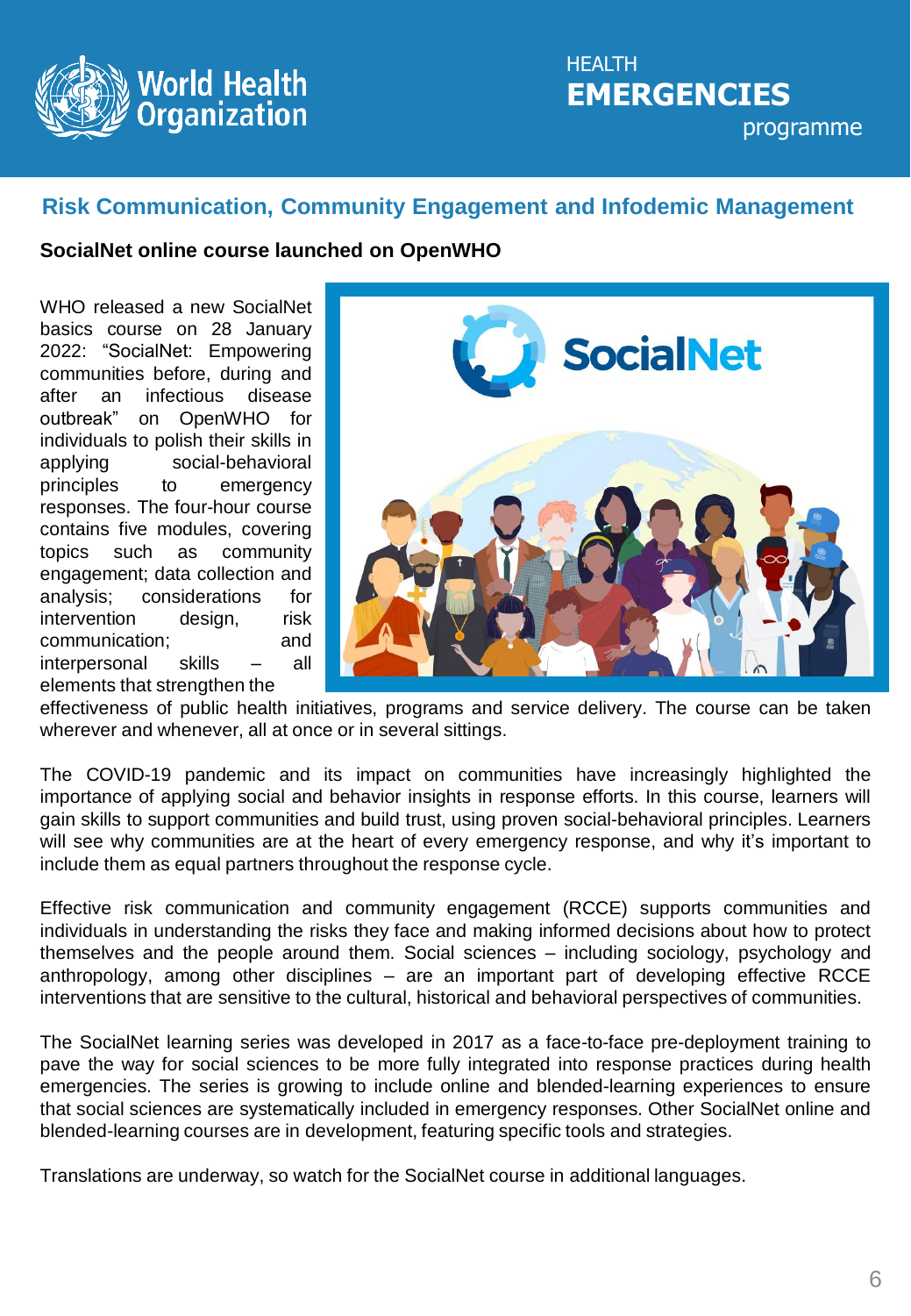## Risk Communication, Community Engagement and Infodemic Management

### SocialNet online course launched on OpenWHO

WHO released a new SocialNet basics course on 28 January 2022: "SocialNet: Empowering communities before, during and after an infectious disease outbreak" on OpenWHO for individuals to polish their skills in applying social-behavioral principles to emergency responses. The four-hour course contains five modules, covering topics such as community engagement; data collection and analysis; considerations for intervention design, risk communication; and interpersonal skills – all elements that strengthen the effectiveness of public health initiatives, programs and service delivery. The course can be taken wherever and whenever, all at once or in several sittings.

The COVID-19 pandemic and its impact on communities have increasingly highlighted the importance of applying social and behavior insights in response efforts. In this course, learners will gain skills to support communities and build trust, using proven social-behavioral principles. Learners will see why communities are at the heart of every emergency response, and why it's important to include them as equal partners throughout the response cycle.

Effective risk communication and community engagement (RCCE) supports communities and individuals in understanding the risks they face and making informed decisions about how to protect themselves and the people around them. Social sciences – including sociology, psychology and anthropology, among other disciplines – are an important part of developing effective RCCE interventions that are sensitive to the cultural, historical and behavioral perspectives of communities.

The SocialNet learning series was developed in 2017 as a face-to-face pre-deployment training to pave the way for social sciences to be more fully integrated into response practices during health emergencies. The series is growing to include online and blended-learning experiences to ensure that social sciences are systematically included in emergency responses. Other SocialNet online and blended-learning courses are in development, featuring specific tools and strategies.

Translations are underway, so watch for the SocialNet course in additional languages.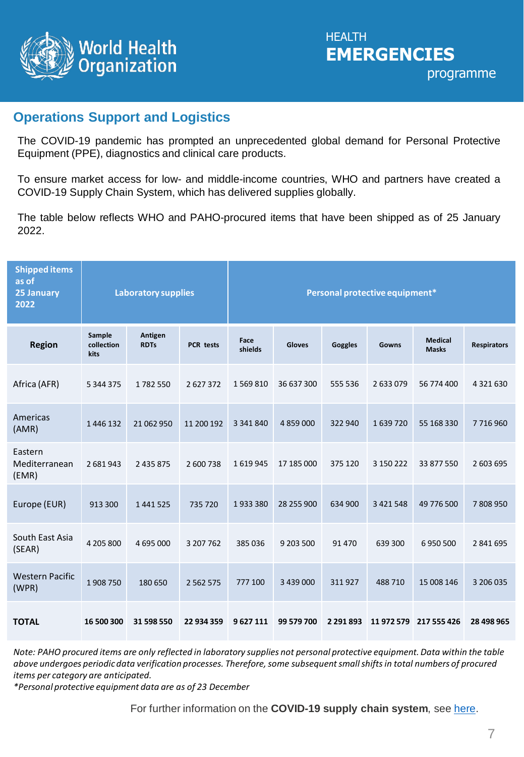## Operations Support and Logistics

The COVID-19 pandemic has prompted an unprecedented global demand for Personal Protective Equipment (PPE), diagnostics and clinical care products.

To ensure market access for low- and middle-income countries, WHO and partners have created a COVID-19 Supply Chain System, which has delivered supplies globally.

The table below reflects WHO and PAHO-procured items that have been shipped as of 25 January 2022.

| Shipped items as of 25 January 2022 | Laboratory supplies | | | Personal protective equipment* | | | | | |
|---|---|---|---|---|---|---|---|---|---|
| **Region** | **Sample collection kits** | **Antigen RDTs** | **PCR tests** | **Face shields** | **Gloves** | **Goggles** | **Gowns** | **Medical Masks** | **Respirators** |
| Africa (AFR) | 5 344 375 | 1 782 550 | 2 627 372 | 1 569 810 | 36 637 300 | 555 536 | 2 633 079 | 56 774 400 | 4 321 630 |
| Americas (AMR) | 1 446 132 | 21 062 950 | 11 200 192 | 3 341 840 | 4 859 000 | 322 940 | 1 639 720 | 55 168 330 | 7 716 960 |
| Eastern Mediterranean (EMR) | 2 681 943 | 2 435 875 | 2 600 738 | 1 619 945 | 17 185 000 | 375 120 | 3 150 222 | 33 877 550 | 2 603 695 |
| Europe (EUR) | 913 300 | 1 441 525 | 735 720 | 1 933 380 | 28 255 900 | 634 900 | 3 421 548 | 49 776 500 | 7 808 950 |
| South East Asia (SEAR) | 4 205 800 | 4 695 000 | 3 207 762 | 385 036 | 9 203 500 | 91 470 | 639 300 | 6 950 500 | 2 841 695 |
| Western Pacific (WPR) | 1 908 750 | 180 650 | 2 562 575 | 777 100 | 3 439 000 | 311 927 | 488 710 | 15 008 146 | 3 206 035 |
| **TOTAL** | **16 500 300** | **31 598 550** | **22 934 359** | **9 627 111** | **99 579 700** | **2 291 893** | **11 972 579** | **217 555 426** | **28 498 965** |

*Note: PAHO procured items are only reflected in laboratory supplies not personal protective equipment. Data within the table above undergoes periodic data verification processes. Therefore, some subsequent small shifts in total numbers of procured items per category are anticipated.*
**Personal protective equipment data are as of 23 December*

For further information on the **COVID-19 supply chain system**, see here.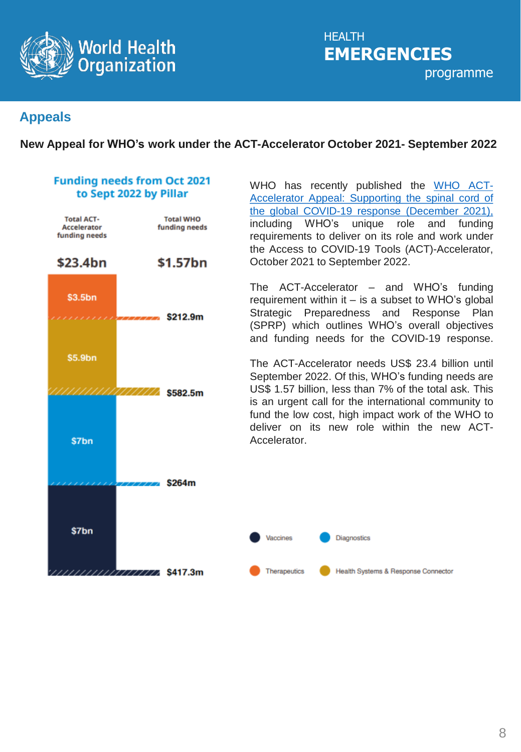## Appeals

**New Appeal for WHO's work under the ACT-Accelerator October 2021- September 2022**

**Funding needs from Oct 2021 to Sept 2022 by Pillar**

| Pillar | Total ACT-Accelerator funding needs | Total WHO funding needs |
|---|---|---|
| Total | $23.4bn | $1.57bn |
| Therapeutics | $3.5bn | $212.9m |
| Health Systems & Response Connector | $5.9bn | $582.5m |
| Diagnostics | $7bn | $264m |
| Vaccines | $7bn | $417.3m |

WHO has recently published the [WHO ACT-Accelerator Appeal: Supporting the spinal cord of the global COVID-19 response (December 2021),](#) including WHO's unique role and funding requirements to deliver on its role and work under the Access to COVID-19 Tools (ACT)-Accelerator, October 2021 to September 2022.

The ACT-Accelerator – and WHO's funding requirement within it – is a subset to WHO's global Strategic Preparedness and Response Plan (SPRP) which outlines WHO's overall objectives and funding needs for the COVID-19 response.

The ACT-Accelerator needs US$ 23.4 billion until September 2022. Of this, WHO's funding needs are US$ 1.57 billion, less than 7% of the total ask. This is an urgent call for the international community to fund the low cost, high impact work of the WHO to deliver on its new role within the new ACT-Accelerator.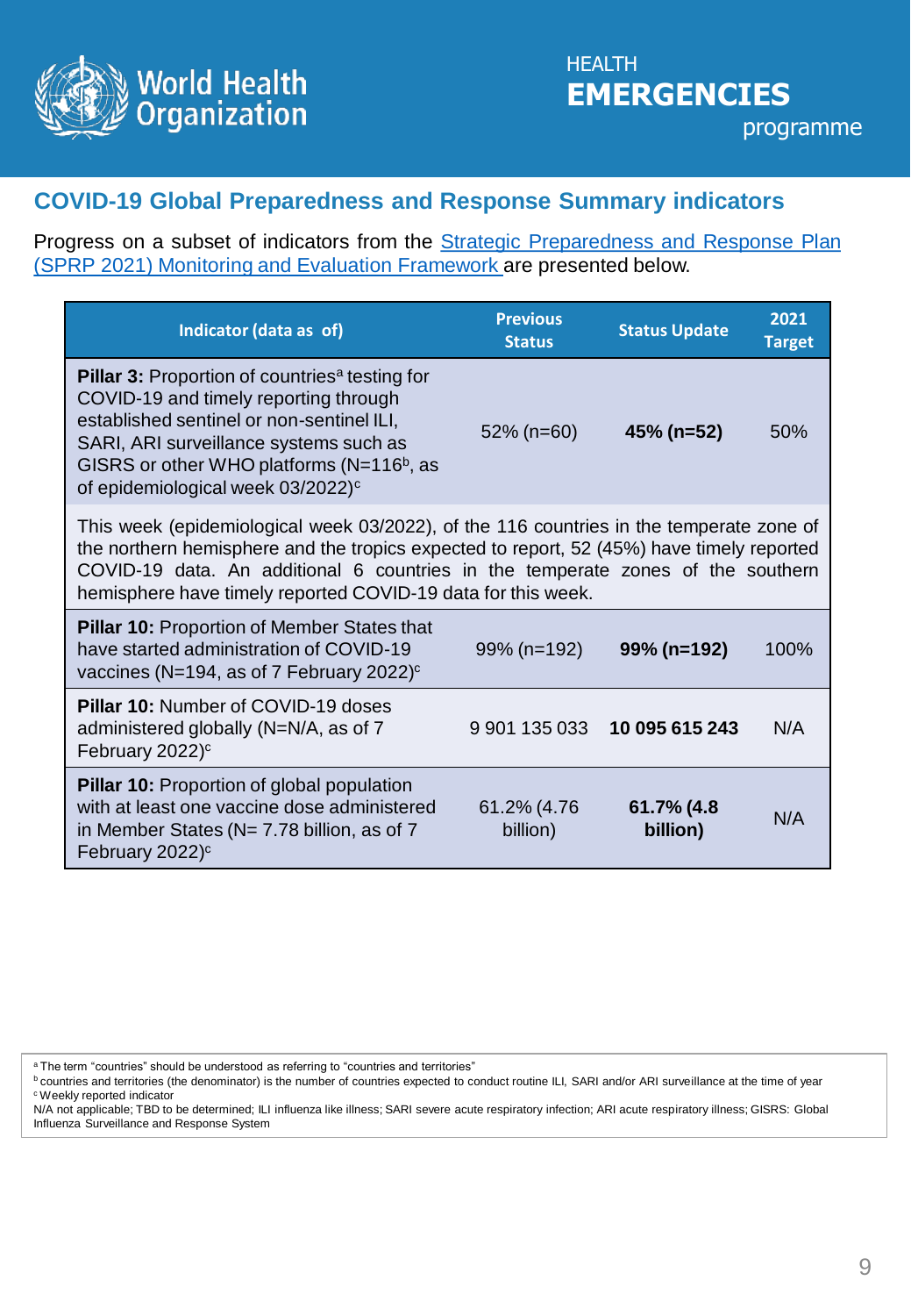## COVID-19 Global Preparedness and Response Summary indicators

Progress on a subset of indicators from the [Strategic Preparedness and Response Plan (SPRP 2021) Monitoring and Evaluation Framework]() are presented below.

| Indicator (data as of) | Previous Status | Status Update | 2021 Target |
|---|---|---|---|
| **Pillar 3:** Proportion of countries[a] testing for COVID-19 and timely reporting through established sentinel or non-sentinel ILI, SARI, ARI surveillance systems such as GISRS or other WHO platforms (N=116[b], as of epidemiological week 03/2022)[c] | 52% (n=60) | **45% (n=52)** | 50% |
| This week (epidemiological week 03/2022), of the 116 countries in the temperate zone of the northern hemisphere and the tropics expected to report, 52 (45%) have timely reported COVID-19 data. An additional 6 countries in the temperate zones of the southern hemisphere have timely reported COVID-19 data for this week. | | | |
| **Pillar 10:** Proportion of Member States that have started administration of COVID-19 vaccines (N=194, as of 7 February 2022)[c] | 99% (n=192) | **99% (n=192)** | 100% |
| **Pillar 10:** Number of COVID-19 doses administered globally (N=N/A, as of 7 February 2022)[c] | 9 901 135 033 | **10 095 615 243** | N/A |
| **Pillar 10:** Proportion of global population with at least one vaccine dose administered in Member States (N= 7.78 billion, as of 7 February 2022)[c] | 61.2% (4.76 billion) | **61.7% (4.8 billion)** | N/A |

[a] The term "countries" should be understood as referring to "countries and territories"
[b] countries and territories (the denominator) is the number of countries expected to conduct routine ILI, SARI and/or ARI surveillance at the time of year
[c] Weekly reported indicator
N/A not applicable; TBD to be determined; ILI influenza like illness; SARI severe acute respiratory infection; ARI acute respiratory illness; GISRS: Global Influenza Surveillance and Response System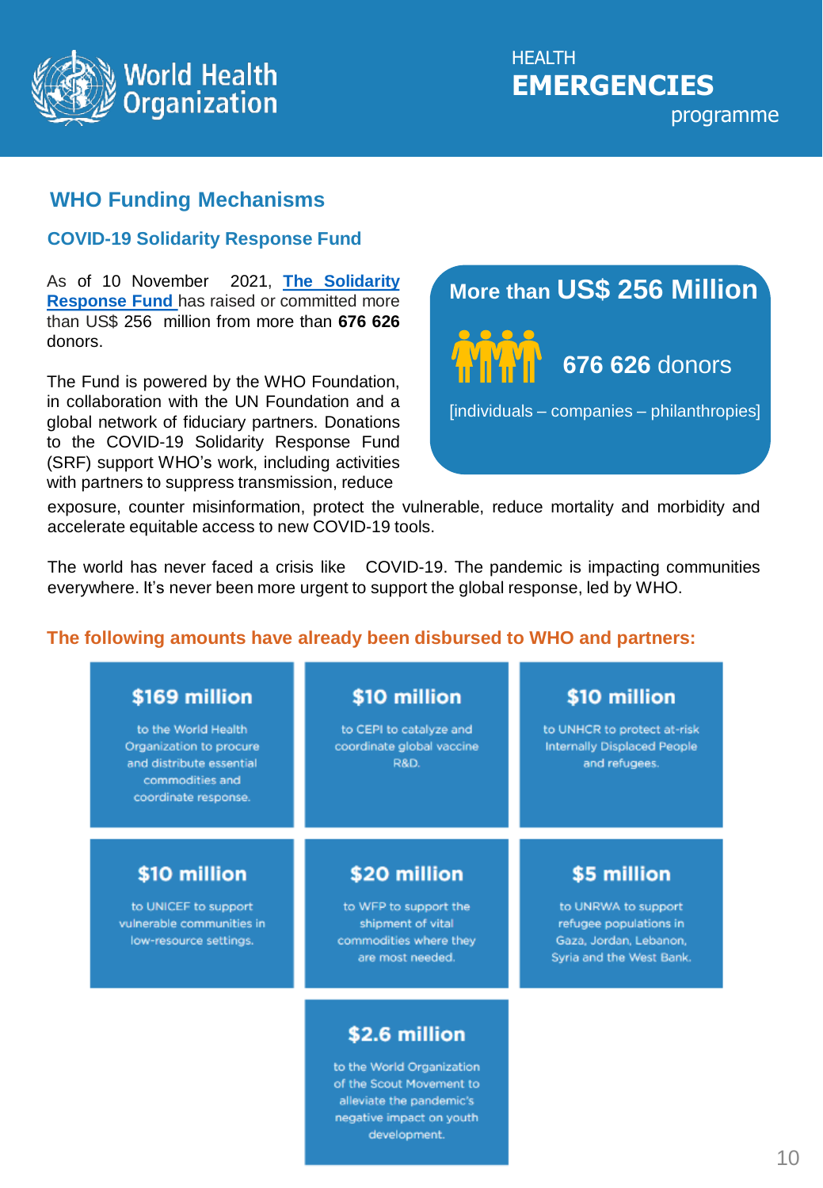World Health Organization

HEALTH **EMERGENCIES** programme

## WHO Funding Mechanisms

### COVID-19 Solidarity Response Fund

As of 10 November 2021, **The Solidarity Response Fund** has raised or committed more than US$ 256 million from more than **676 626** donors.

**More than US$ 256 Million**

**676 626 donors**

[individuals – companies – philanthropies]

The Fund is powered by the WHO Foundation, in collaboration with the UN Foundation and a global network of fiduciary partners. Donations to the COVID-19 Solidarity Response Fund (SRF) support WHO's work, including activities with partners to suppress transmission, reduce exposure, counter misinformation, protect the vulnerable, reduce mortality and morbidity and accelerate equitable access to new COVID-19 tools.

The world has never faced a crisis like COVID-19. The pandemic is impacting communities everywhere. It's never been more urgent to support the global response, led by WHO.

**The following amounts have already been disbursed to WHO and partners:**

**$169 million**
to the World Health Organization to procure and distribute essential commodities and coordinate response.

**$10 million**
to CEPI to catalyze and coordinate global vaccine R&D.

**$10 million**
to UNHCR to protect at-risk Internally Displaced People and refugees.

**$10 million**
to UNICEF to support vulnerable communities in low-resource settings.

**$20 million**
to WFP to support the shipment of vital commodities where they are most needed.

**$5 million**
to UNRWA to support refugee populations in Gaza, Jordan, Lebanon, Syria and the West Bank.

**$2.6 million**
to the World Organization of the Scout Movement to alleviate the pandemic's negative impact on youth development.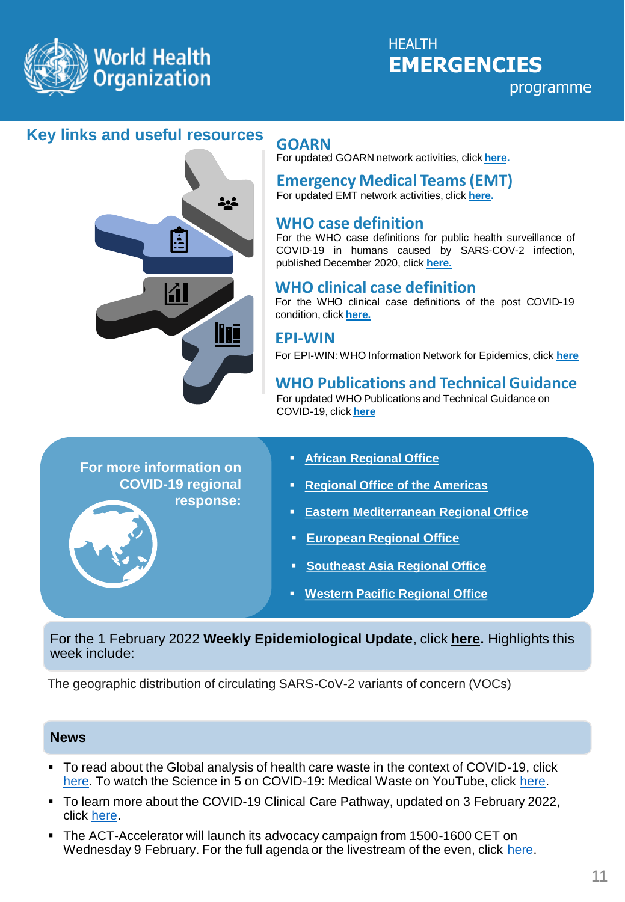HEALTH **EMERGENCIES** programme

## Key links and useful resources

### GOARN

For updated GOARN network activities, click **here.**

### Emergency Medical Teams (EMT)

For updated EMT network activities, click **here.**

### WHO case definition

For the WHO case definitions for public health surveillance of COVID-19 in humans caused by SARS-COV-2 infection, published December 2020, click **here.**

### WHO clinical case definition

For the WHO clinical case definitions of the post COVID-19 condition, click **here.**

### EPI-WIN

For EPI-WIN: WHO Information Network for Epidemics, click **here**

### WHO Publications and Technical Guidance

For updated WHO Publications and Technical Guidance on COVID-19, click **here**

**For more information on COVID-19 regional response:**

- **African Regional Office**
- **Regional Office of the Americas**
- **Eastern Mediterranean Regional Office**
- **European Regional Office**
- **Southeast Asia Regional Office**
- **Western Pacific Regional Office**

For the 1 February 2022 **Weekly Epidemiological Update**, click **here.** Highlights this week include:

The geographic distribution of circulating SARS-CoV-2 variants of concern (VOCs)

## News

- To read about the Global analysis of health care waste in the context of COVID-19, click here. To watch the Science in 5 on COVID-19: Medical Waste on YouTube, click here.
- To learn more about the COVID-19 Clinical Care Pathway, updated on 3 February 2022, click here.
- The ACT-Accelerator will launch its advocacy campaign from 1500-1600 CET on Wednesday 9 February. For the full agenda or the livestream of the even, click here.